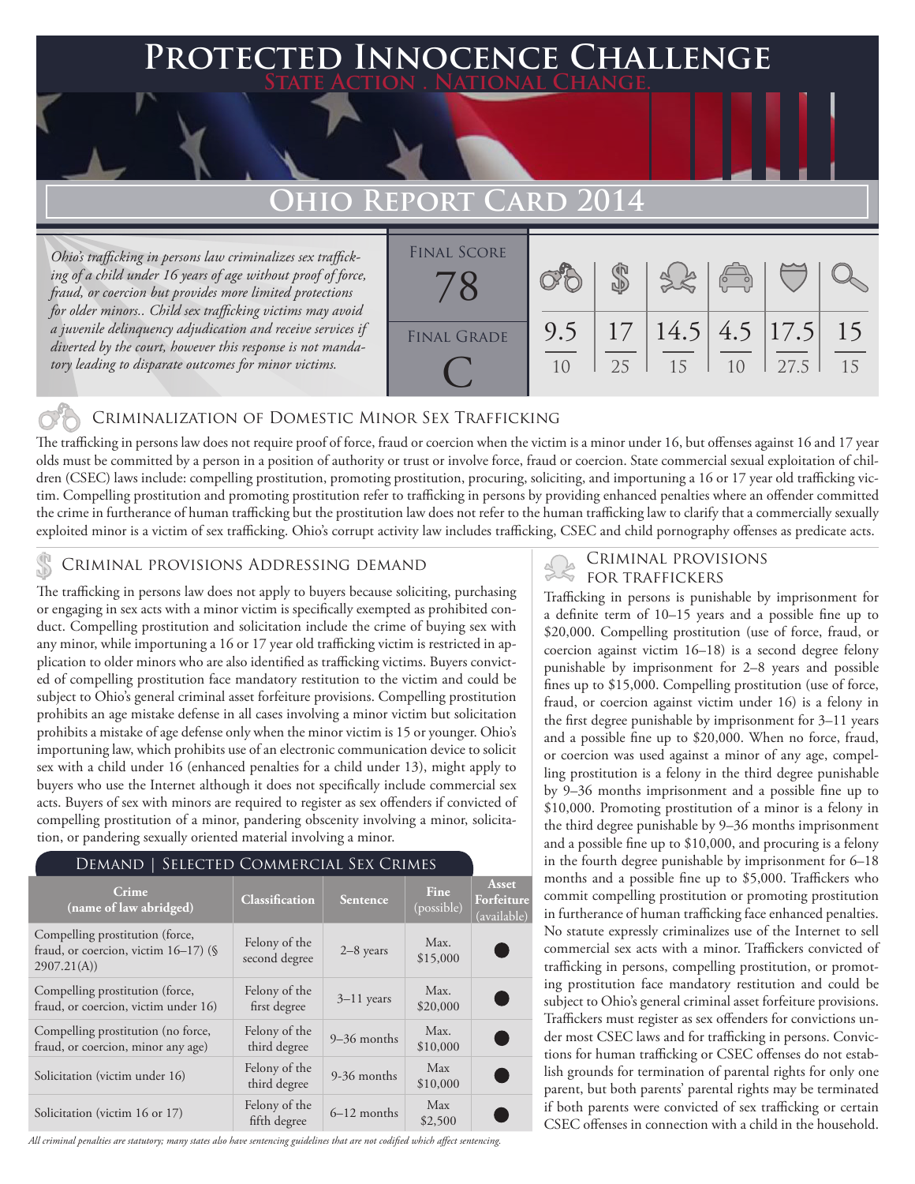# Protected Innocence Challenge

**State Action . National Change.**

## Ohio Report Card 2014

*Ohio's trafficking in persons law criminalizes sex trafficking of a child under 16 years of age without proof of force, fraud, or coercion but provides more limited protections for older minors.. Child sex trafficking victims may avoid a juvenile delinquency adjudication and receive services if diverted by the court, however this response is not mandatory leading to disparate outcomes for minor victims.*

| Final Score | Final Grade |
|---|---|
| 78 | C |

| Criminalization of Domestic Minor Sex Trafficking | Criminal Provisions Addressing Demand | Criminal Provisions for Traffickers | Criminal Provisions for Facilitators | Protective Provisions for the Child Victims | Criminal Justice Tools for Investigation and Prosecution |
|---|---|---|---|---|---|
| 9.5/10 | 17/25 | 14.5/15 | 4.5/10 | 17.5/27.5 | 15/15 |

### Criminalization of Domestic Minor Sex Trafficking

The trafficking in persons law does not require proof of force, fraud or coercion when the victim is a minor under 16, but offenses against 16 and 17 year olds must be committed by a person in a position of authority or trust or involve force, fraud or coercion. State commercial sexual exploitation of children (CSEC) laws include: compelling prostitution, promoting prostitution, procuring, soliciting, and importuning a 16 or 17 year old trafficking victim. Compelling prostitution and promoting prostitution refer to trafficking in persons by providing enhanced penalties where an offender committed the crime in furtherance of human trafficking but the prostitution law does not refer to the human trafficking law to clarify that a commercially sexually exploited minor is a victim of sex trafficking. Ohio's corrupt activity law includes trafficking, CSEC and child pornography offenses as predicate acts.

### Criminal provisions Addressing demand

The trafficking in persons law does not apply to buyers because soliciting, purchasing or engaging in sex acts with a minor victim is specifically exempted as prohibited conduct. Compelling prostitution and solicitation include the crime of buying sex with any minor, while importuning a 16 or 17 year old trafficking victim is restricted in application to older minors who are also identified as trafficking victims. Buyers convicted of compelling prostitution face mandatory restitution to the victim and could be subject to Ohio's general criminal asset forfeiture provisions. Compelling prostitution prohibits an age mistake defense in all cases involving a minor victim but solicitation prohibits a mistake of age defense only when the minor victim is 15 or younger. Ohio's importuning law, which prohibits use of an electronic communication device to solicit sex with a child under 16 (enhanced penalties for a child under 13), might apply to buyers who use the Internet although it does not specifically include commercial sex acts. Buyers of sex with minors are required to register as sex offenders if convicted of compelling prostitution of a minor, pandering obscenity involving a minor, solicitation, or pandering sexually oriented material involving a minor.

#### Demand | Selected Commercial Sex Crimes

| Crime (name of law abridged) | Classification | Sentence | Fine (possible) | Asset Forfeiture (available) |
|---|---|---|---|---|
| Compelling prostitution (force, fraud, or coercion, victim 16–17) (§ 2907.21(A)) | Felony of the second degree | 2–8 years | Max. $15,000 | ● |
| Compelling prostitution (force, fraud, or coercion, victim under 16) | Felony of the first degree | 3–11 years | Max. $20,000 | ● |
| Compelling prostitution (no force, fraud, or coercion, minor any age) | Felony of the third degree | 9–36 months | Max. $10,000 | ● |
| Solicitation (victim under 16) | Felony of the third degree | 9-36 months | Max $10,000 | ● |
| Solicitation (victim 16 or 17) | Felony of the fifth degree | 6–12 months | Max $2,500 | ● |

*All criminal penalties are statutory; many states also have sentencing guidelines that are not codified which affect sentencing.*

### Criminal provisions for traffickers

Trafficking in persons is punishable by imprisonment for a definite term of 10–15 years and a possible fine up to $20,000. Compelling prostitution (use of force, fraud, or coercion against victim 16–18) is a second degree felony punishable by imprisonment for 2–8 years and possible fines up to $15,000. Compelling prostitution (use of force, fraud, or coercion against victim under 16) is a felony in the first degree punishable by imprisonment for 3–11 years and a possible fine up to $20,000. When no force, fraud, or coercion was used against a minor of any age, compelling prostitution is a felony in the third degree punishable by 9–36 months imprisonment and a possible fine up to $10,000. Promoting prostitution of a minor is a felony in the third degree punishable by 9–36 months imprisonment and a possible fine up to $10,000, and procuring is a felony in the fourth degree punishable by imprisonment for 6–18 months and a possible fine up to $5,000. Traffickers who commit compelling prostitution or promoting prostitution in furtherance of human trafficking face enhanced penalties. No statute expressly criminalizes use of the Internet to sell commercial sex acts with a minor. Traffickers convicted of trafficking in persons, compelling prostitution, or promoting prostitution face mandatory restitution and could be subject to Ohio's general criminal asset forfeiture provisions. Traffickers must register as sex offenders for convictions under most CSEC laws and for trafficking in persons. Convictions for human trafficking or CSEC offenses do not establish grounds for termination of parental rights for only one parent, but both parents' parental rights may be terminated if both parents were convicted of sex trafficking or certain CSEC offenses in connection with a child in the household.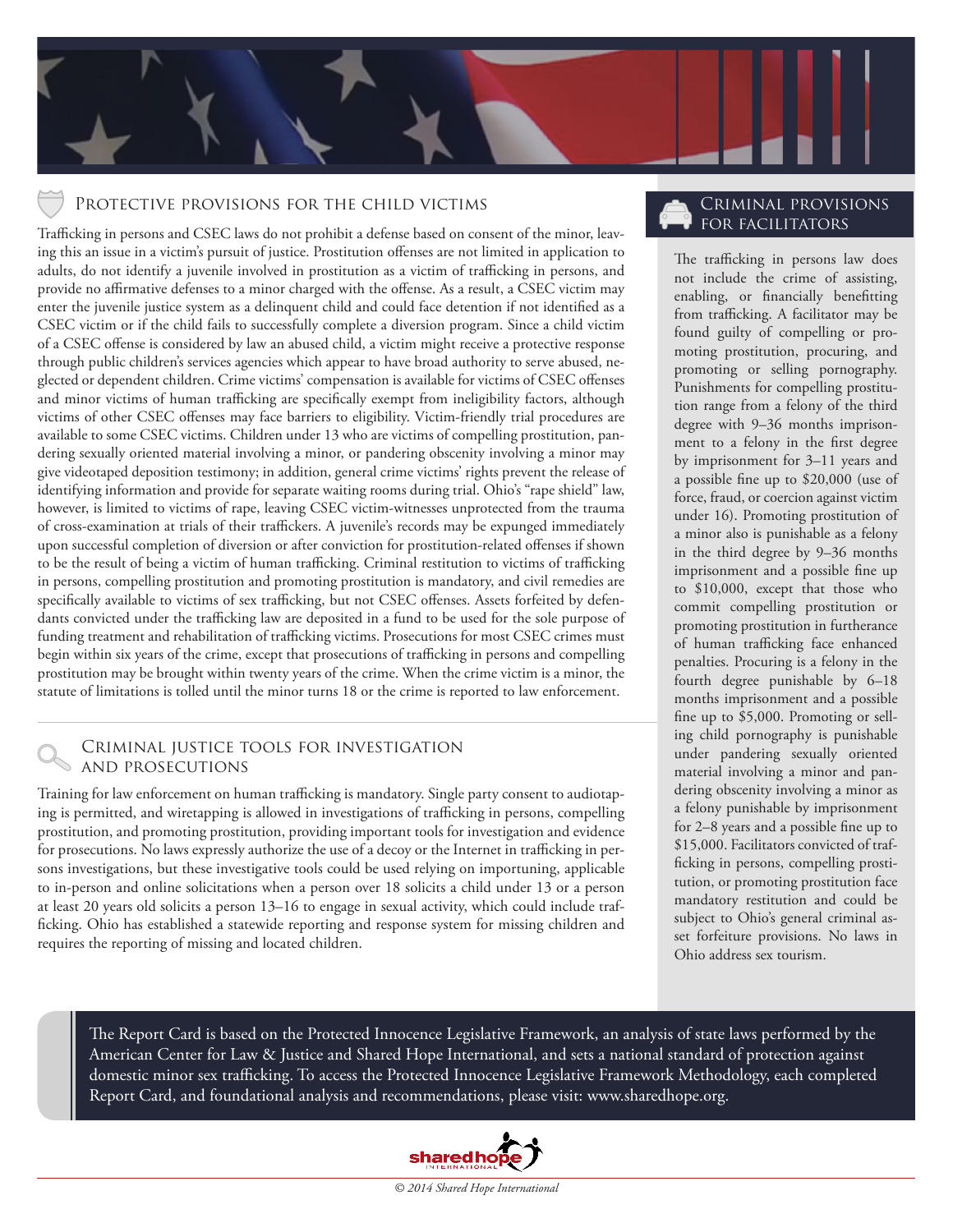## Protective provisions for the child victims

Trafficking in persons and CSEC laws do not prohibit a defense based on consent of the minor, leaving this an issue in a victim's pursuit of justice. Prostitution offenses are not limited in application to adults, do not identify a juvenile involved in prostitution as a victim of trafficking in persons, and provide no affirmative defenses to a minor charged with the offense. As a result, a CSEC victim may enter the juvenile justice system as a delinquent child and could face detention if not identified as a CSEC victim or if the child fails to successfully complete a diversion program. Since a child victim of a CSEC offense is considered by law an abused child, a victim might receive a protective response through public children's services agencies which appear to have broad authority to serve abused, neglected or dependent children. Crime victims' compensation is available for victims of CSEC offenses and minor victims of human trafficking are specifically exempt from ineligibility factors, although victims of other CSEC offenses may face barriers to eligibility. Victim-friendly trial procedures are available to some CSEC victims. Children under 13 who are victims of compelling prostitution, pandering sexually oriented material involving a minor, or pandering obscenity involving a minor may give videotaped deposition testimony; in addition, general crime victims' rights prevent the release of identifying information and provide for separate waiting rooms during trial. Ohio's "rape shield" law, however, is limited to victims of rape, leaving CSEC victim-witnesses unprotected from the trauma of cross-examination at trials of their traffickers. A juvenile's records may be expunged immediately upon successful completion of diversion or after conviction for prostitution-related offenses if shown to be the result of being a victim of human trafficking. Criminal restitution to victims of trafficking in persons, compelling prostitution and promoting prostitution is mandatory, and civil remedies are specifically available to victims of sex trafficking, but not CSEC offenses. Assets forfeited by defendants convicted under the trafficking law are deposited in a fund to be used for the sole purpose of funding treatment and rehabilitation of trafficking victims. Prosecutions for most CSEC crimes must begin within six years of the crime, except that prosecutions of trafficking in persons and compelling prostitution may be brought within twenty years of the crime. When the crime victim is a minor, the statute of limitations is tolled until the minor turns 18 or the crime is reported to law enforcement.

## Criminal justice tools for investigation and prosecutions

Training for law enforcement on human trafficking is mandatory. Single party consent to audiotaping is permitted, and wiretapping is allowed in investigations of trafficking in persons, compelling prostitution, and promoting prostitution, providing important tools for investigation and evidence for prosecutions. No laws expressly authorize the use of a decoy or the Internet in trafficking in persons investigations, but these investigative tools could be used relying on importuning, applicable to in-person and online solicitations when a person over 18 solicits a child under 13 or a person at least 20 years old solicits a person 13–16 to engage in sexual activity, which could include trafficking. Ohio has established a statewide reporting and response system for missing children and requires the reporting of missing and located children.

## Criminal provisions for facilitators

The trafficking in persons law does not include the crime of assisting, enabling, or financially benefitting from trafficking. A facilitator may be found guilty of compelling or promoting prostitution, procuring, and promoting or selling pornography. Punishments for compelling prostitution range from a felony of the third degree with 9–36 months imprisonment to a felony in the first degree by imprisonment for 3–11 years and a possible fine up to $20,000 (use of force, fraud, or coercion against victim under 16). Promoting prostitution of a minor also is punishable as a felony in the third degree by 9–36 months imprisonment and a possible fine up to $10,000, except that those who commit compelling prostitution or promoting prostitution in furtherance of human trafficking face enhanced penalties. Procuring is a felony in the fourth degree punishable by 6–18 months imprisonment and a possible fine up to $5,000. Promoting or selling child pornography is punishable under pandering sexually oriented material involving a minor and pandering obscenity involving a minor as a felony punishable by imprisonment for 2–8 years and a possible fine up to $15,000. Facilitators convicted of trafficking in persons, compelling prostitution, or promoting prostitution face mandatory restitution and could be subject to Ohio's general criminal asset forfeiture provisions. No laws in Ohio address sex tourism.

The Report Card is based on the Protected Innocence Legislative Framework, an analysis of state laws performed by the American Center for Law & Justice and Shared Hope International, and sets a national standard of protection against domestic minor sex trafficking. To access the Protected Innocence Legislative Framework Methodology, each completed Report Card, and foundational analysis and recommendations, please visit: www.sharedhope.org.

*© 2014 Shared Hope International*